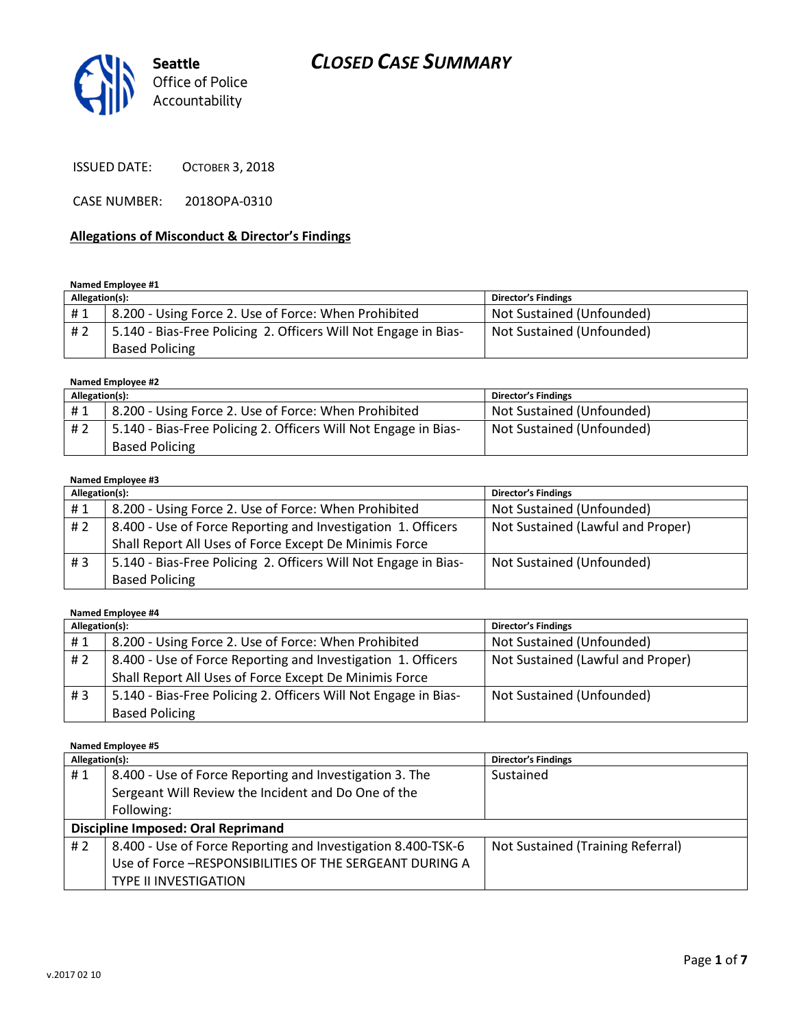# CLOSED CASE SUMMARY

Seattle Office of Police Accountability

ISSUED DATE: OCTOBER 3, 2018

CASE NUMBER: 2018OPA-0310

## Allegations of Misconduct & Director's Findings

**Named Employee #1**

| Allegation(s): | | Director's Findings |
|---|---|---|
| # 1 | 8.200 - Using Force 2. Use of Force: When Prohibited | Not Sustained (Unfounded) |
| # 2 | 5.140 - Bias-Free Policing 2. Officers Will Not Engage in Bias-Based Policing | Not Sustained (Unfounded) |

**Named Employee #2**

| Allegation(s): | | Director's Findings |
|---|---|---|
| # 1 | 8.200 - Using Force 2. Use of Force: When Prohibited | Not Sustained (Unfounded) |
| # 2 | 5.140 - Bias-Free Policing 2. Officers Will Not Engage in Bias-Based Policing | Not Sustained (Unfounded) |

**Named Employee #3**

| Allegation(s): | | Director's Findings |
|---|---|---|
| # 1 | 8.200 - Using Force 2. Use of Force: When Prohibited | Not Sustained (Unfounded) |
| # 2 | 8.400 - Use of Force Reporting and Investigation 1. Officers Shall Report All Uses of Force Except De Minimis Force | Not Sustained (Lawful and Proper) |
| # 3 | 5.140 - Bias-Free Policing 2. Officers Will Not Engage in Bias-Based Policing | Not Sustained (Unfounded) |

**Named Employee #4**

| Allegation(s): | | Director's Findings |
|---|---|---|
| # 1 | 8.200 - Using Force 2. Use of Force: When Prohibited | Not Sustained (Unfounded) |
| # 2 | 8.400 - Use of Force Reporting and Investigation 1. Officers Shall Report All Uses of Force Except De Minimis Force | Not Sustained (Lawful and Proper) |
| # 3 | 5.140 - Bias-Free Policing 2. Officers Will Not Engage in Bias-Based Policing | Not Sustained (Unfounded) |

**Named Employee #5**

| Allegation(s): | | Director's Findings |
|---|---|---|
| # 1 | 8.400 - Use of Force Reporting and Investigation 3. The Sergeant Will Review the Incident and Do One of the Following: | Sustained |
| **Discipline Imposed: Oral Reprimand** | | |
| # 2 | 8.400 - Use of Force Reporting and Investigation 8.400-TSK-6 Use of Force –RESPONSIBILITIES OF THE SERGEANT DURING A TYPE II INVESTIGATION | Not Sustained (Training Referral) |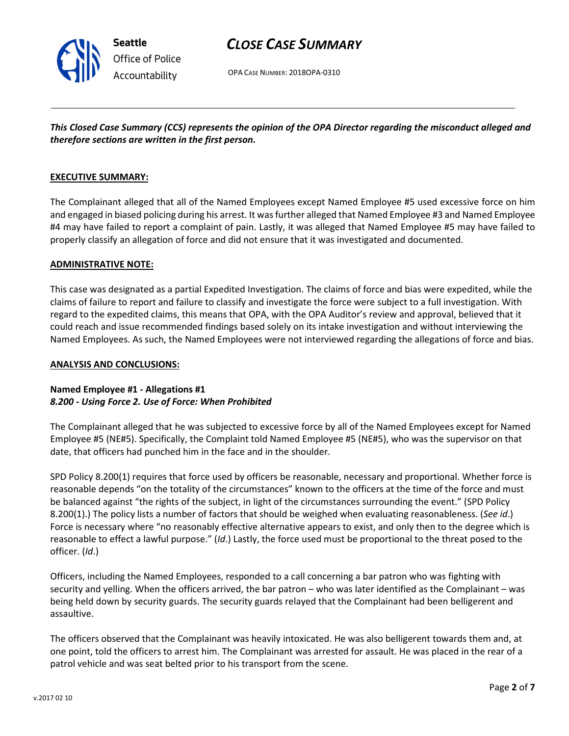*This Closed Case Summary (CCS) represents the opinion of the OPA Director regarding the misconduct alleged and therefore sections are written in the first person.*

**EXECUTIVE SUMMARY:**

The Complainant alleged that all of the Named Employees except Named Employee #5 used excessive force on him and engaged in biased policing during his arrest. It was further alleged that Named Employee #3 and Named Employee #4 may have failed to report a complaint of pain. Lastly, it was alleged that Named Employee #5 may have failed to properly classify an allegation of force and did not ensure that it was investigated and documented.

**ADMINISTRATIVE NOTE:**

This case was designated as a partial Expedited Investigation. The claims of force and bias were expedited, while the claims of failure to report and failure to classify and investigate the force were subject to a full investigation. With regard to the expedited claims, this means that OPA, with the OPA Auditor's review and approval, believed that it could reach and issue recommended findings based solely on its intake investigation and without interviewing the Named Employees. As such, the Named Employees were not interviewed regarding the allegations of force and bias.

**ANALYSIS AND CONCLUSIONS:**

**Named Employee #1 - Allegations #1**
***8.200 - Using Force 2. Use of Force: When Prohibited***

The Complainant alleged that he was subjected to excessive force by all of the Named Employees except for Named Employee #5 (NE#5). Specifically, the Complaint told Named Employee #5 (NE#5), who was the supervisor on that date, that officers had punched him in the face and in the shoulder.

SPD Policy 8.200(1) requires that force used by officers be reasonable, necessary and proportional. Whether force is reasonable depends "on the totality of the circumstances" known to the officers at the time of the force and must be balanced against "the rights of the subject, in light of the circumstances surrounding the event." (SPD Policy 8.200(1).) The policy lists a number of factors that should be weighed when evaluating reasonableness. (*See id*.) Force is necessary where "no reasonably effective alternative appears to exist, and only then to the degree which is reasonable to effect a lawful purpose." (*Id*.) Lastly, the force used must be proportional to the threat posed to the officer. (*Id*.)

Officers, including the Named Employees, responded to a call concerning a bar patron who was fighting with security and yelling. When the officers arrived, the bar patron – who was later identified as the Complainant – was being held down by security guards. The security guards relayed that the Complainant had been belligerent and assaultive.

The officers observed that the Complainant was heavily intoxicated. He was also belligerent towards them and, at one point, told the officers to arrest him. The Complainant was arrested for assault. He was placed in the rear of a patrol vehicle and was seat belted prior to his transport from the scene.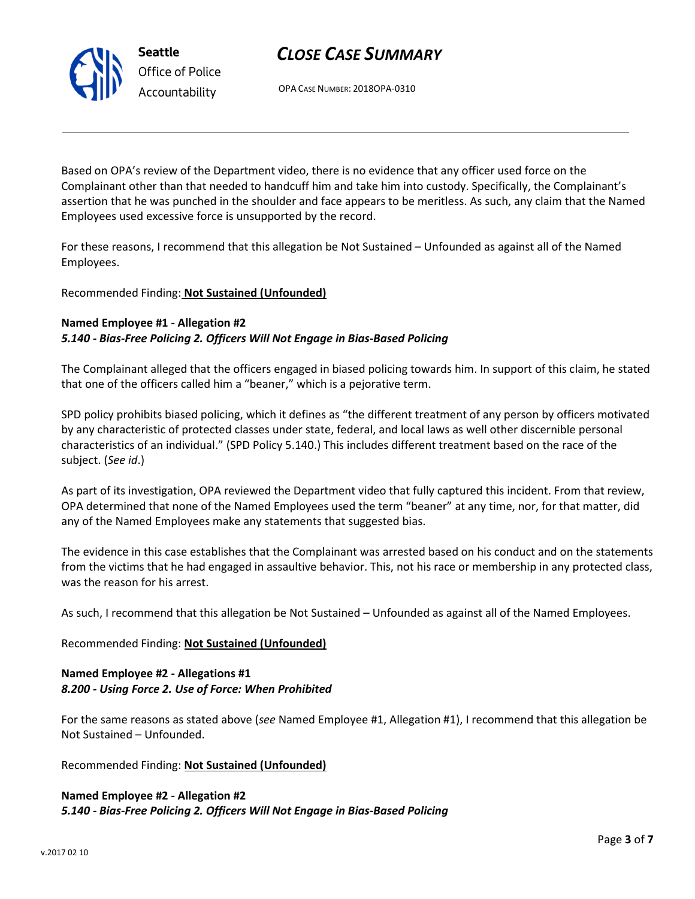Based on OPA's review of the Department video, there is no evidence that any officer used force on the Complainant other than that needed to handcuff him and take him into custody. Specifically, the Complainant's assertion that he was punched in the shoulder and face appears to be meritless. As such, any claim that the Named Employees used excessive force is unsupported by the record.

For these reasons, I recommend that this allegation be Not Sustained – Unfounded as against all of the Named Employees.

Recommended Finding: **Not Sustained (Unfounded)**

**Named Employee #1 - Allegation #2**
***5.140 - Bias-Free Policing 2. Officers Will Not Engage in Bias-Based Policing***

The Complainant alleged that the officers engaged in biased policing towards him. In support of this claim, he stated that one of the officers called him a "beaner," which is a pejorative term.

SPD policy prohibits biased policing, which it defines as "the different treatment of any person by officers motivated by any characteristic of protected classes under state, federal, and local laws as well other discernible personal characteristics of an individual." (SPD Policy 5.140.) This includes different treatment based on the race of the subject. (*See id*.)

As part of its investigation, OPA reviewed the Department video that fully captured this incident. From that review, OPA determined that none of the Named Employees used the term "beaner" at any time, nor, for that matter, did any of the Named Employees make any statements that suggested bias.

The evidence in this case establishes that the Complainant was arrested based on his conduct and on the statements from the victims that he had engaged in assaultive behavior. This, not his race or membership in any protected class, was the reason for his arrest.

As such, I recommend that this allegation be Not Sustained – Unfounded as against all of the Named Employees.

Recommended Finding: **Not Sustained (Unfounded)**

**Named Employee #2 - Allegations #1**
***8.200 - Using Force 2. Use of Force: When Prohibited***

For the same reasons as stated above (*see* Named Employee #1, Allegation #1), I recommend that this allegation be Not Sustained – Unfounded.

Recommended Finding: **Not Sustained (Unfounded)**

**Named Employee #2 - Allegation #2**
***5.140 - Bias-Free Policing 2. Officers Will Not Engage in Bias-Based Policing***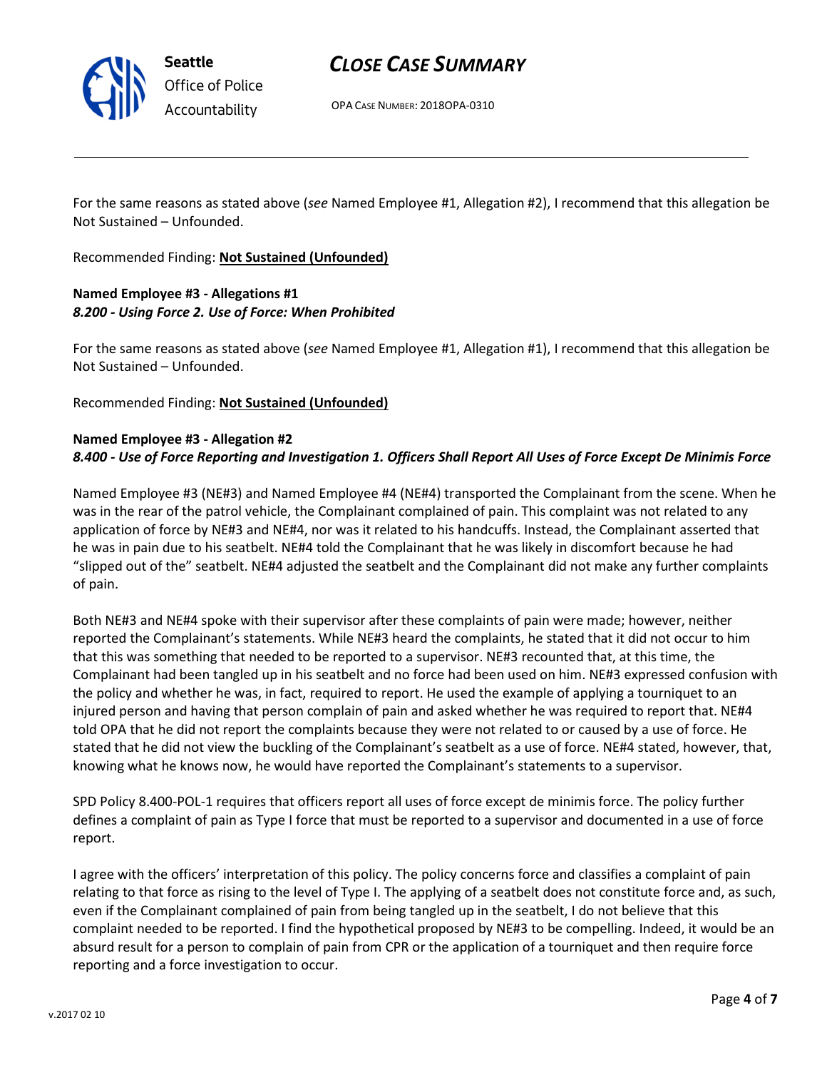For the same reasons as stated above (*see* Named Employee #1, Allegation #2), I recommend that this allegation be Not Sustained – Unfounded.

Recommended Finding: **Not Sustained (Unfounded)**

**Named Employee #3 - Allegations #1**
***8.200 - Using Force 2. Use of Force: When Prohibited***

For the same reasons as stated above (*see* Named Employee #1, Allegation #1), I recommend that this allegation be Not Sustained – Unfounded.

Recommended Finding: **Not Sustained (Unfounded)**

**Named Employee #3 - Allegation #2**
***8.400 - Use of Force Reporting and Investigation 1. Officers Shall Report All Uses of Force Except De Minimis Force***

Named Employee #3 (NE#3) and Named Employee #4 (NE#4) transported the Complainant from the scene. When he was in the rear of the patrol vehicle, the Complainant complained of pain. This complaint was not related to any application of force by NE#3 and NE#4, nor was it related to his handcuffs. Instead, the Complainant asserted that he was in pain due to his seatbelt. NE#4 told the Complainant that he was likely in discomfort because he had "slipped out of the" seatbelt. NE#4 adjusted the seatbelt and the Complainant did not make any further complaints of pain.

Both NE#3 and NE#4 spoke with their supervisor after these complaints of pain were made; however, neither reported the Complainant's statements. While NE#3 heard the complaints, he stated that it did not occur to him that this was something that needed to be reported to a supervisor. NE#3 recounted that, at this time, the Complainant had been tangled up in his seatbelt and no force had been used on him. NE#3 expressed confusion with the policy and whether he was, in fact, required to report. He used the example of applying a tourniquet to an injured person and having that person complain of pain and asked whether he was required to report that. NE#4 told OPA that he did not report the complaints because they were not related to or caused by a use of force. He stated that he did not view the buckling of the Complainant's seatbelt as a use of force. NE#4 stated, however, that, knowing what he knows now, he would have reported the Complainant's statements to a supervisor.

SPD Policy 8.400-POL-1 requires that officers report all uses of force except de minimis force. The policy further defines a complaint of pain as Type I force that must be reported to a supervisor and documented in a use of force report.

I agree with the officers' interpretation of this policy. The policy concerns force and classifies a complaint of pain relating to that force as rising to the level of Type I. The applying of a seatbelt does not constitute force and, as such, even if the Complainant complained of pain from being tangled up in the seatbelt, I do not believe that this complaint needed to be reported. I find the hypothetical proposed by NE#3 to be compelling. Indeed, it would be an absurd result for a person to complain of pain from CPR or the application of a tourniquet and then require force reporting and a force investigation to occur.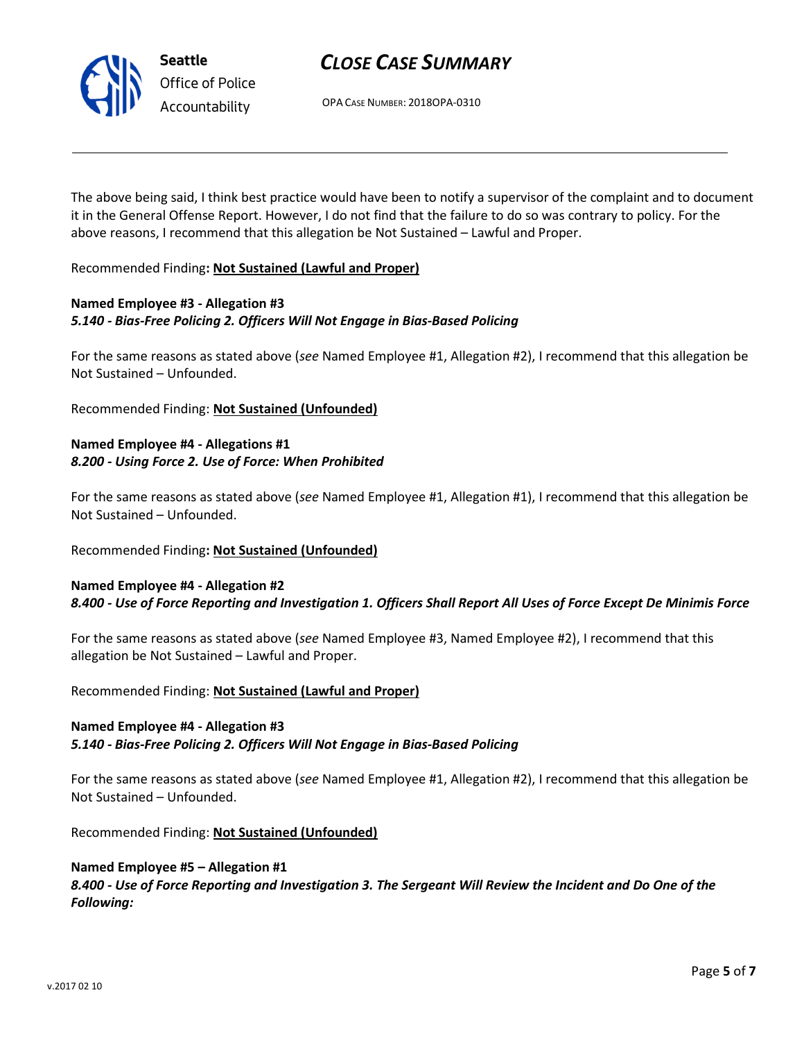The above being said, I think best practice would have been to notify a supervisor of the complaint and to document it in the General Offense Report. However, I do not find that the failure to do so was contrary to policy. For the above reasons, I recommend that this allegation be Not Sustained – Lawful and Proper.

Recommended Finding**: Not Sustained (Lawful and Proper)**

**Named Employee #3 - Allegation #3**
***5.140 - Bias-Free Policing 2. Officers Will Not Engage in Bias-Based Policing***

For the same reasons as stated above (*see* Named Employee #1, Allegation #2), I recommend that this allegation be Not Sustained – Unfounded.

Recommended Finding: **Not Sustained (Unfounded)**

**Named Employee #4 - Allegations #1**
***8.200 - Using Force 2. Use of Force: When Prohibited***

For the same reasons as stated above (*see* Named Employee #1, Allegation #1), I recommend that this allegation be Not Sustained – Unfounded.

Recommended Finding**: Not Sustained (Unfounded)**

**Named Employee #4 - Allegation #2**
***8.400 - Use of Force Reporting and Investigation 1. Officers Shall Report All Uses of Force Except De Minimis Force***

For the same reasons as stated above (*see* Named Employee #3, Named Employee #2), I recommend that this allegation be Not Sustained – Lawful and Proper.

Recommended Finding: **Not Sustained (Lawful and Proper)**

**Named Employee #4 - Allegation #3**
***5.140 - Bias-Free Policing 2. Officers Will Not Engage in Bias-Based Policing***

For the same reasons as stated above (*see* Named Employee #1, Allegation #2), I recommend that this allegation be Not Sustained – Unfounded.

Recommended Finding: **Not Sustained (Unfounded)**

**Named Employee #5 – Allegation #1**
***8.400 - Use of Force Reporting and Investigation 3. The Sergeant Will Review the Incident and Do One of the Following:***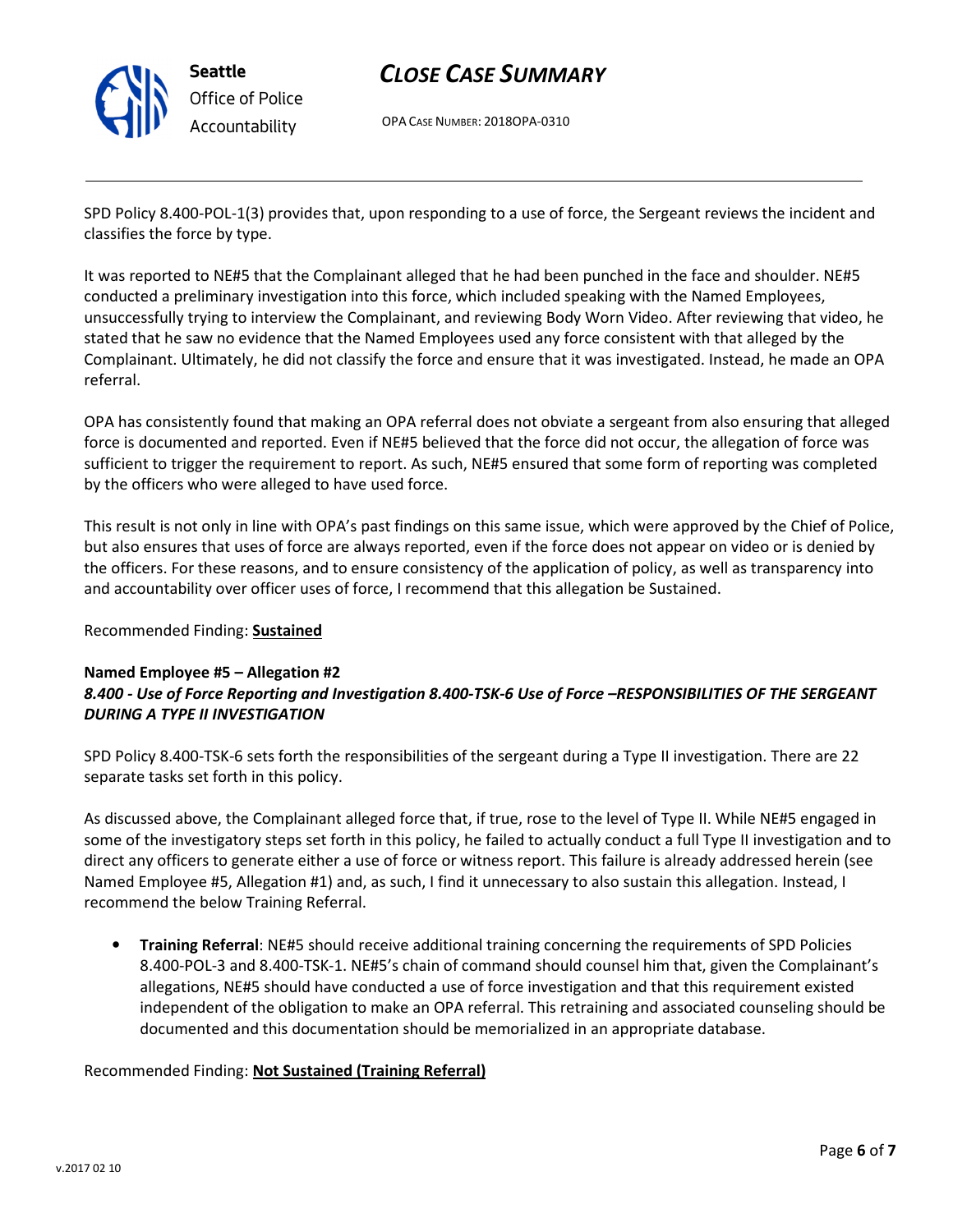SPD Policy 8.400-POL-1(3) provides that, upon responding to a use of force, the Sergeant reviews the incident and classifies the force by type.

It was reported to NE#5 that the Complainant alleged that he had been punched in the face and shoulder. NE#5 conducted a preliminary investigation into this force, which included speaking with the Named Employees, unsuccessfully trying to interview the Complainant, and reviewing Body Worn Video. After reviewing that video, he stated that he saw no evidence that the Named Employees used any force consistent with that alleged by the Complainant. Ultimately, he did not classify the force and ensure that it was investigated. Instead, he made an OPA referral.

OPA has consistently found that making an OPA referral does not obviate a sergeant from also ensuring that alleged force is documented and reported. Even if NE#5 believed that the force did not occur, the allegation of force was sufficient to trigger the requirement to report. As such, NE#5 ensured that some form of reporting was completed by the officers who were alleged to have used force.

This result is not only in line with OPA's past findings on this same issue, which were approved by the Chief of Police, but also ensures that uses of force are always reported, even if the force does not appear on video or is denied by the officers. For these reasons, and to ensure consistency of the application of policy, as well as transparency into and accountability over officer uses of force, I recommend that this allegation be Sustained.

Recommended Finding: **Sustained**

**Named Employee #5 – Allegation #2**
***8.400 - Use of Force Reporting and Investigation 8.400-TSK-6 Use of Force –RESPONSIBILITIES OF THE SERGEANT DURING A TYPE II INVESTIGATION***

SPD Policy 8.400-TSK-6 sets forth the responsibilities of the sergeant during a Type II investigation. There are 22 separate tasks set forth in this policy.

As discussed above, the Complainant alleged force that, if true, rose to the level of Type II. While NE#5 engaged in some of the investigatory steps set forth in this policy, he failed to actually conduct a full Type II investigation and to direct any officers to generate either a use of force or witness report. This failure is already addressed herein (see Named Employee #5, Allegation #1) and, as such, I find it unnecessary to also sustain this allegation. Instead, I recommend the below Training Referral.

- **Training Referral**: NE#5 should receive additional training concerning the requirements of SPD Policies 8.400-POL-3 and 8.400-TSK-1. NE#5's chain of command should counsel him that, given the Complainant's allegations, NE#5 should have conducted a use of force investigation and that this requirement existed independent of the obligation to make an OPA referral. This retraining and associated counseling should be documented and this documentation should be memorialized in an appropriate database.

Recommended Finding: **Not Sustained (Training Referral)**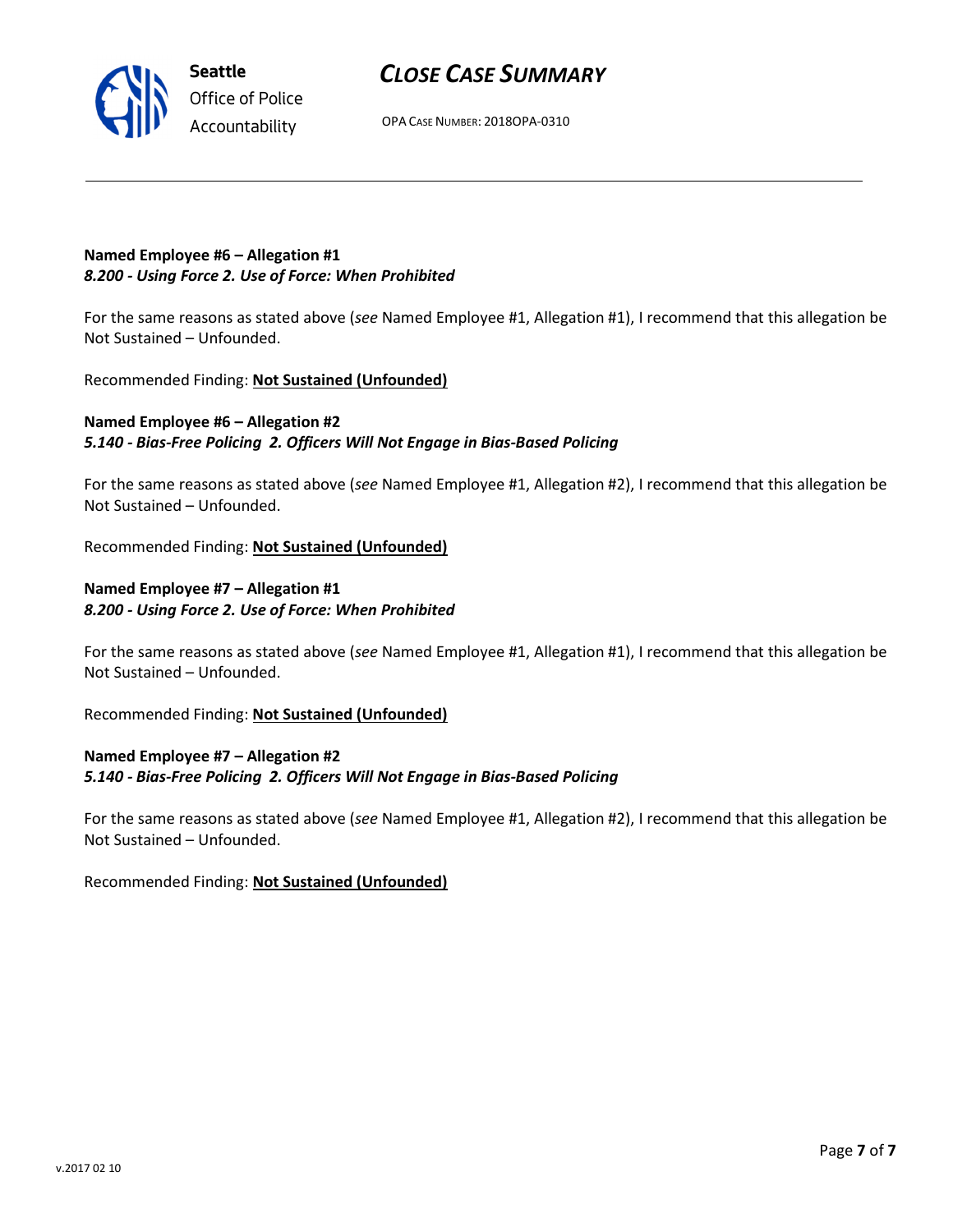**Named Employee #6 – Allegation #1**
***8.200 - Using Force 2. Use of Force: When Prohibited***

For the same reasons as stated above (*see* Named Employee #1, Allegation #1), I recommend that this allegation be Not Sustained – Unfounded.

Recommended Finding: **Not Sustained (Unfounded)**

**Named Employee #6 – Allegation #2**
***5.140 - Bias-Free Policing 2. Officers Will Not Engage in Bias-Based Policing***

For the same reasons as stated above (*see* Named Employee #1, Allegation #2), I recommend that this allegation be Not Sustained – Unfounded.

Recommended Finding: **Not Sustained (Unfounded)**

**Named Employee #7 – Allegation #1**
***8.200 - Using Force 2. Use of Force: When Prohibited***

For the same reasons as stated above (*see* Named Employee #1, Allegation #1), I recommend that this allegation be Not Sustained – Unfounded.

Recommended Finding: **Not Sustained (Unfounded)**

**Named Employee #7 – Allegation #2**
***5.140 - Bias-Free Policing 2. Officers Will Not Engage in Bias-Based Policing***

For the same reasons as stated above (*see* Named Employee #1, Allegation #2), I recommend that this allegation be Not Sustained – Unfounded.

Recommended Finding: **Not Sustained (Unfounded)**